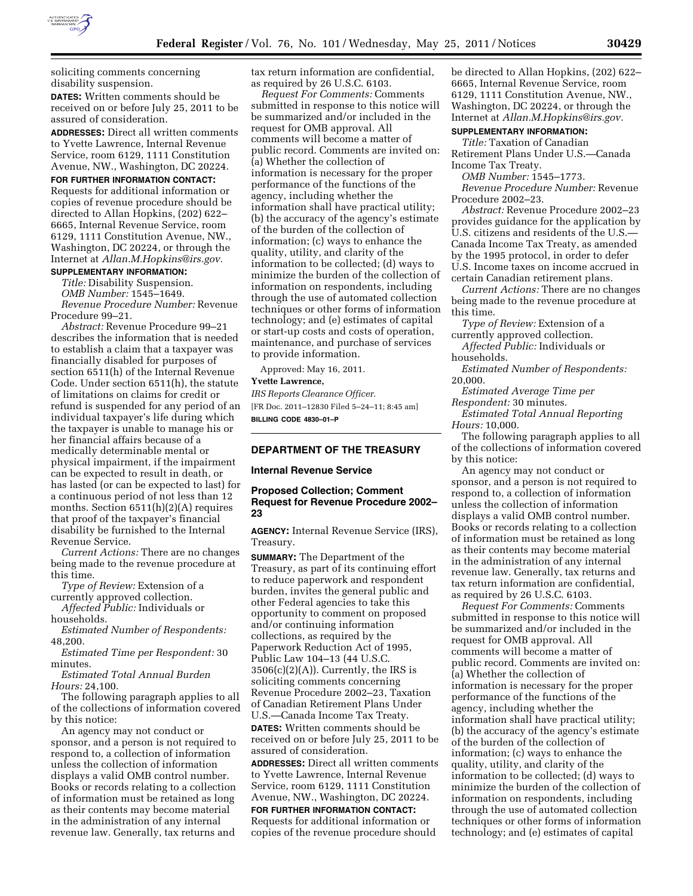soliciting comments concerning disability suspension.

**DATES:** Written comments should be received on or before July 25, 2011 to be assured of consideration.

**ADDRESSES:** Direct all written comments to Yvette Lawrence, Internal Revenue Service, room 6129, 1111 Constitution Avenue, NW., Washington, DC 20224.

**FOR FURTHER INFORMATION CONTACT:** Requests for additional information or copies of revenue procedure should be directed to Allan Hopkins, (202) 622–6665, Internal Revenue Service, room 6129, 1111 Constitution Avenue, NW., Washington, DC 20224, or through the Internet at *Allan.M.Hopkins@irs.gov.*

**SUPPLEMENTARY INFORMATION:**

*Title:* Disability Suspension.

*OMB Number:* 1545–1649.

*Revenue Procedure Number:* Revenue Procedure 99–21.

*Abstract:* Revenue Procedure 99–21 describes the information that is needed to establish a claim that a taxpayer was financially disabled for purposes of section 6511(h) of the Internal Revenue Code. Under section 6511(h), the statute of limitations on claims for credit or refund is suspended for any period of an individual taxpayer's life during which the taxpayer is unable to manage his or her financial affairs because of a medically determinable mental or physical impairment, if the impairment can be expected to result in death, or has lasted (or can be expected to last) for a continuous period of not less than 12 months. Section 6511(h)(2)(A) requires that proof of the taxpayer's financial disability be furnished to the Internal Revenue Service.

*Current Actions:* There are no changes being made to the revenue procedure at this time.

*Type of Review:* Extension of a currently approved collection.

*Affected Public:* Individuals or households.

*Estimated Number of Respondents:* 48,200.

*Estimated Time per Respondent:* 30 minutes.

*Estimated Total Annual Burden Hours:* 24,100.

The following paragraph applies to all of the collections of information covered by this notice:

An agency may not conduct or sponsor, and a person is not required to respond to, a collection of information unless the collection of information displays a valid OMB control number. Books or records relating to a collection of information must be retained as long as their contents may become material in the administration of any internal revenue law. Generally, tax returns and tax return information are confidential, as required by 26 U.S.C. 6103.

*Request For Comments:* Comments submitted in response to this notice will be summarized and/or included in the request for OMB approval. All comments will become a matter of public record. Comments are invited on: (a) Whether the collection of information is necessary for the proper performance of the functions of the agency, including whether the information shall have practical utility; (b) the accuracy of the agency's estimate of the burden of the collection of information; (c) ways to enhance the quality, utility, and clarity of the information to be collected; (d) ways to minimize the burden of the collection of information on respondents, including through the use of automated collection techniques or other forms of information technology; and (e) estimates of capital or start-up costs and costs of operation, maintenance, and purchase of services to provide information.

Approved: May 16, 2011.

**Yvette Lawrence,**

*IRS Reports Clearance Officer.*

[FR Doc. 2011–12830 Filed 5–24–11; 8:45 am]

**BILLING CODE 4830–01–P**

## DEPARTMENT OF THE TREASURY

### Internal Revenue Service

### Proposed Collection; Comment Request for Revenue Procedure 2002–23

**AGENCY:** Internal Revenue Service (IRS), Treasury.

**SUMMARY:** The Department of the Treasury, as part of its continuing effort to reduce paperwork and respondent burden, invites the general public and other Federal agencies to take this opportunity to comment on proposed and/or continuing information collections, as required by the Paperwork Reduction Act of 1995, Public Law 104–13 (44 U.S.C. 3506(c)(2)(A)). Currently, the IRS is soliciting comments concerning Revenue Procedure 2002–23, Taxation of Canadian Retirement Plans Under U.S.—Canada Income Tax Treaty.

**DATES:** Written comments should be received on or before July 25, 2011 to be assured of consideration.

**ADDRESSES:** Direct all written comments to Yvette Lawrence, Internal Revenue Service, room 6129, 1111 Constitution Avenue, NW., Washington, DC 20224.

**FOR FURTHER INFORMATION CONTACT:** Requests for additional information or copies of the revenue procedure should be directed to Allan Hopkins, (202) 622–6665, Internal Revenue Service, room 6129, 1111 Constitution Avenue, NW., Washington, DC 20224, or through the Internet at *Allan.M.Hopkins@irs.gov.*

**SUPPLEMENTARY INFORMATION:**

*Title:* Taxation of Canadian Retirement Plans Under U.S.—Canada Income Tax Treaty.

*OMB Number:* 1545–1773.

*Revenue Procedure Number:* Revenue Procedure 2002–23.

*Abstract:* Revenue Procedure 2002–23 provides guidance for the application by U.S. citizens and residents of the U.S.—Canada Income Tax Treaty, as amended by the 1995 protocol, in order to defer U.S. Income taxes on income accrued in certain Canadian retirement plans.

*Current Actions:* There are no changes being made to the revenue procedure at this time.

*Type of Review:* Extension of a currently approved collection.

*Affected Public:* Individuals or households.

*Estimated Number of Respondents:* 20,000.

*Estimated Average Time per Respondent:* 30 minutes.

*Estimated Total Annual Reporting Hours:* 10,000.

The following paragraph applies to all of the collections of information covered by this notice:

An agency may not conduct or sponsor, and a person is not required to respond to, a collection of information unless the collection of information displays a valid OMB control number. Books or records relating to a collection of information must be retained as long as their contents may become material in the administration of any internal revenue law. Generally, tax returns and tax return information are confidential, as required by 26 U.S.C. 6103.

*Request For Comments:* Comments submitted in response to this notice will be summarized and/or included in the request for OMB approval. All comments will become a matter of public record. Comments are invited on: (a) Whether the collection of information is necessary for the proper performance of the functions of the agency, including whether the information shall have practical utility; (b) the accuracy of the agency's estimate of the burden of the collection of information; (c) ways to enhance the quality, utility, and clarity of the information to be collected; (d) ways to minimize the burden of the collection of information on respondents, including through the use of automated collection techniques or other forms of information technology; and (e) estimates of capital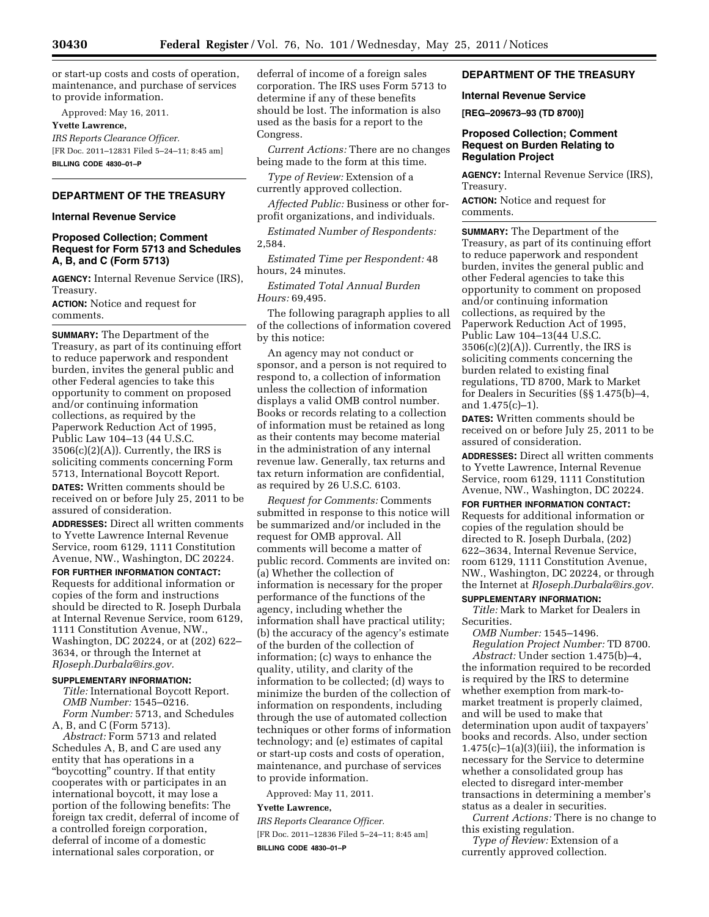or start-up costs and costs of operation, maintenance, and purchase of services to provide information.

Approved: May 16, 2011.

**Yvette Lawrence,**

*IRS Reports Clearance Officer.*

[FR Doc. 2011–12831 Filed 5–24–11; 8:45 am]

**BILLING CODE 4830–01–P**

## DEPARTMENT OF THE TREASURY

### Internal Revenue Service

### Proposed Collection; Comment Request for Form 5713 and Schedules A, B, and C (Form 5713)

**AGENCY:** Internal Revenue Service (IRS), Treasury.

**ACTION:** Notice and request for comments.

**SUMMARY:** The Department of the Treasury, as part of its continuing effort to reduce paperwork and respondent burden, invites the general public and other Federal agencies to take this opportunity to comment on proposed and/or continuing information collections, as required by the Paperwork Reduction Act of 1995, Public Law 104–13 (44 U.S.C. 3506(c)(2)(A)). Currently, the IRS is soliciting comments concerning Form 5713, International Boycott Report.

**DATES:** Written comments should be received on or before July 25, 2011 to be assured of consideration.

**ADDRESSES:** Direct all written comments to Yvette Lawrence Internal Revenue Service, room 6129, 1111 Constitution Avenue, NW., Washington, DC 20224.

**FOR FURTHER INFORMATION CONTACT:** Requests for additional information or copies of the form and instructions should be directed to R. Joseph Durbala at Internal Revenue Service, room 6129, 1111 Constitution Avenue, NW., Washington, DC 20224, or at (202) 622–3634, or through the Internet at *RJoseph.Durbala@irs.gov.*

**SUPPLEMENTARY INFORMATION:**

*Title:* International Boycott Report.

*OMB Number:* 1545–0216.

*Form Number:* 5713, and Schedules A, B, and C (Form 5713).

*Abstract:* Form 5713 and related Schedules A, B, and C are used any entity that has operations in a "boycotting" country. If that entity cooperates with or participates in an international boycott, it may lose a portion of the following benefits: The foreign tax credit, deferral of income of a controlled foreign corporation, deferral of income of a domestic international sales corporation, or deferral of income of a foreign sales corporation. The IRS uses Form 5713 to determine if any of these benefits should be lost. The information is also used as the basis for a report to the Congress.

*Current Actions:* There are no changes being made to the form at this time.

*Type of Review:* Extension of a currently approved collection.

*Affected Public:* Business or other for-profit organizations, and individuals.

*Estimated Number of Respondents:* 2,584.

*Estimated Time per Respondent:* 48 hours, 24 minutes.

*Estimated Total Annual Burden Hours:* 69,495.

The following paragraph applies to all of the collections of information covered by this notice:

An agency may not conduct or sponsor, and a person is not required to respond to, a collection of information unless the collection of information displays a valid OMB control number. Books or records relating to a collection of information must be retained as long as their contents may become material in the administration of any internal revenue law. Generally, tax returns and tax return information are confidential, as required by 26 U.S.C. 6103.

*Request for Comments:* Comments submitted in response to this notice will be summarized and/or included in the request for OMB approval. All comments will become a matter of public record. Comments are invited on: (a) Whether the collection of information is necessary for the proper performance of the functions of the agency, including whether the information shall have practical utility; (b) the accuracy of the agency's estimate of the burden of the collection of information; (c) ways to enhance the quality, utility, and clarity of the information to be collected; (d) ways to minimize the burden of the collection of information on respondents, including through the use of automated collection techniques or other forms of information technology; and (e) estimates of capital or start-up costs and costs of operation, maintenance, and purchase of services to provide information.

Approved: May 11, 2011.

**Yvette Lawrence,**

*IRS Reports Clearance Officer.*

[FR Doc. 2011–12836 Filed 5–24–11; 8:45 am]

**BILLING CODE 4830–01–P**

## DEPARTMENT OF THE TREASURY

### Internal Revenue Service

**[REG–209673–93 (TD 8700)]**

### Proposed Collection; Comment Request on Burden Relating to Regulation Project

**AGENCY:** Internal Revenue Service (IRS), Treasury.

**ACTION:** Notice and request for comments.

**SUMMARY:** The Department of the Treasury, as part of its continuing effort to reduce paperwork and respondent burden, invites the general public and other Federal agencies to take this opportunity to comment on proposed and/or continuing information collections, as required by the Paperwork Reduction Act of 1995, Public Law 104–13(44 U.S.C. 3506(c)(2)(A)). Currently, the IRS is soliciting comments concerning the burden related to existing final regulations, TD 8700, Mark to Market for Dealers in Securities (§§ 1.475(b)–4, and 1.475(c)–1).

**DATES:** Written comments should be received on or before July 25, 2011 to be assured of consideration.

**ADDRESSES:** Direct all written comments to Yvette Lawrence, Internal Revenue Service, room 6129, 1111 Constitution Avenue, NW., Washington, DC 20224.

**FOR FURTHER INFORMATION CONTACT:** Requests for additional information or copies of the regulation should be directed to R. Joseph Durbala, (202) 622–3634, Internal Revenue Service, room 6129, 1111 Constitution Avenue, NW., Washington, DC 20224, or through the Internet at *RJoseph.Durbala@irs.gov.*

**SUPPLEMENTARY INFORMATION:**

*Title:* Mark to Market for Dealers in Securities.

*OMB Number:* 1545–1496.

*Regulation Project Number:* TD 8700.

*Abstract:* Under section 1.475(b)–4, the information required to be recorded is required by the IRS to determine whether exemption from mark-to-market treatment is properly claimed, and will be used to make that determination upon audit of taxpayers' books and records. Also, under section 1.475(c)–1(a)(3)(iii), the information is necessary for the Service to determine whether a consolidated group has elected to disregard inter-member transactions in determining a member's status as a dealer in securities.

*Current Actions:* There is no change to this existing regulation.

*Type of Review:* Extension of a currently approved collection.